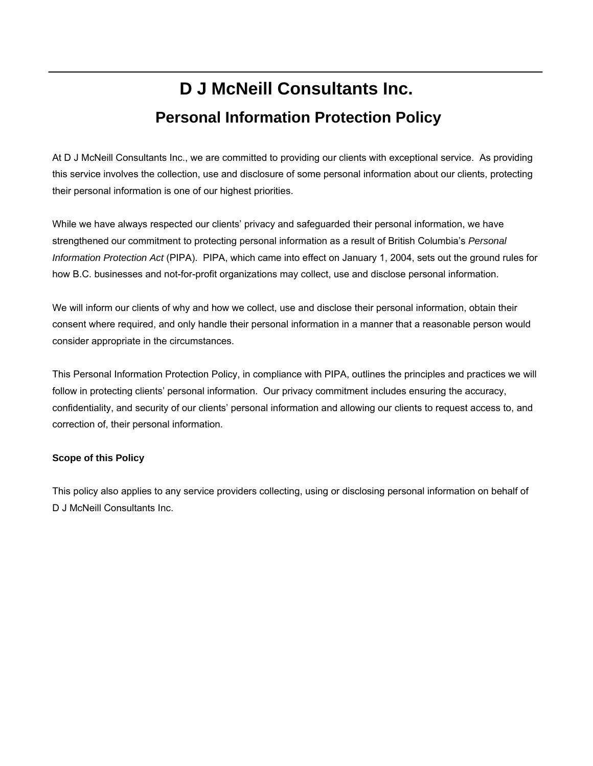# D J McNeill Consultants Inc.

## Personal Information Protection Policy

At D J McNeill Consultants Inc., we are committed to providing our clients with exceptional service. As providing this service involves the collection, use and disclosure of some personal information about our clients, protecting their personal information is one of our highest priorities.

While we have always respected our clients' privacy and safeguarded their personal information, we have strengthened our commitment to protecting personal information as a result of British Columbia's *Personal Information Protection Act* (PIPA). PIPA, which came into effect on January 1, 2004, sets out the ground rules for how B.C. businesses and not-for-profit organizations may collect, use and disclose personal information.

We will inform our clients of why and how we collect, use and disclose their personal information, obtain their consent where required, and only handle their personal information in a manner that a reasonable person would consider appropriate in the circumstances.

This Personal Information Protection Policy, in compliance with PIPA, outlines the principles and practices we will follow in protecting clients' personal information. Our privacy commitment includes ensuring the accuracy, confidentiality, and security of our clients' personal information and allowing our clients to request access to, and correction of, their personal information.

**Scope of this Policy**

This policy also applies to any service providers collecting, using or disclosing personal information on behalf of D J McNeill Consultants Inc.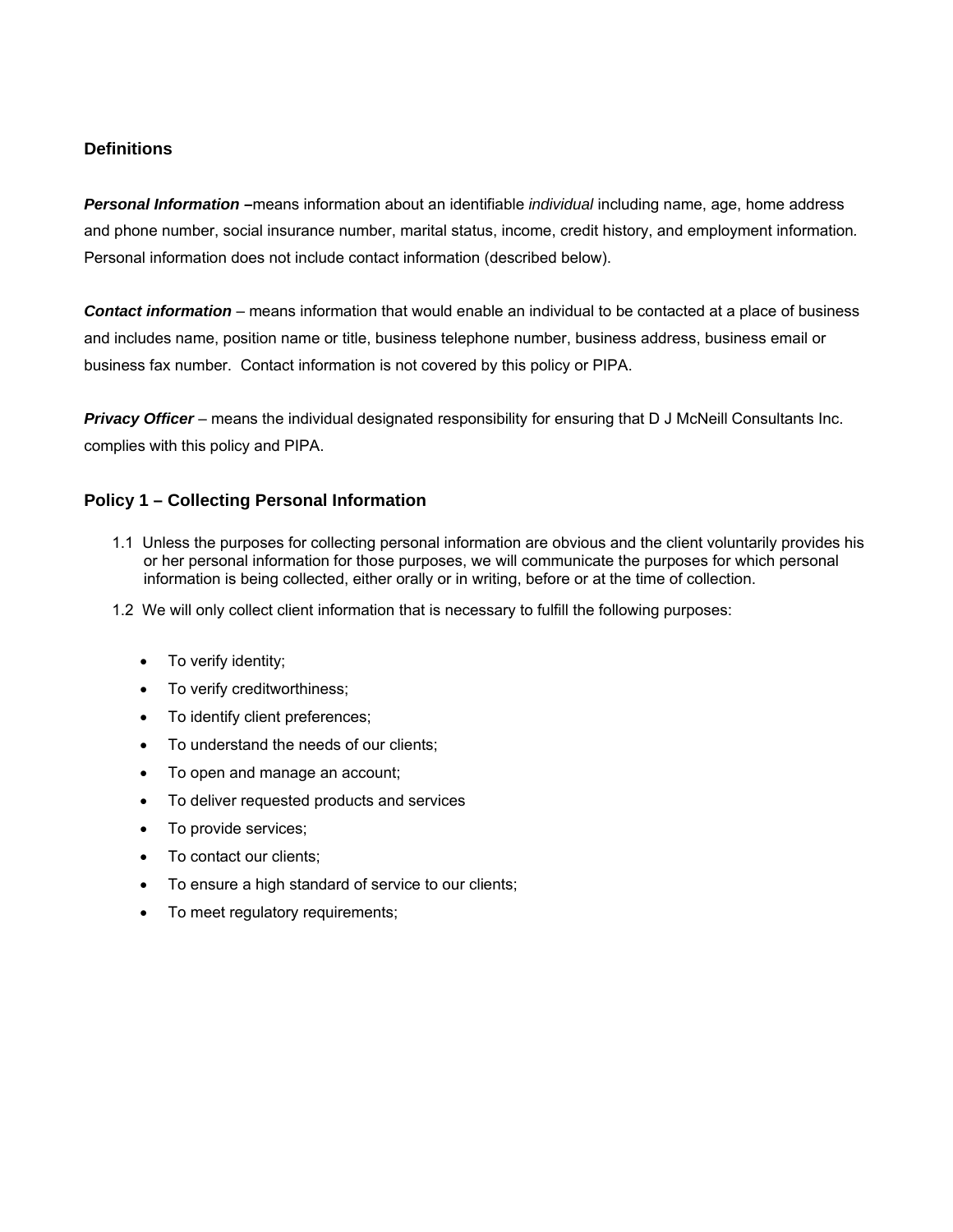## Definitions

***Personal Information –***means information about an identifiable *individual* including name, age, home address and phone number, social insurance number, marital status, income, credit history, and employment information. Personal information does not include contact information (described below).

***Contact information*** – means information that would enable an individual to be contacted at a place of business and includes name, position name or title, business telephone number, business address, business email or business fax number. Contact information is not covered by this policy or PIPA.

***Privacy Officer*** – means the individual designated responsibility for ensuring that D J McNeill Consultants Inc. complies with this policy and PIPA.

## Policy 1 – Collecting Personal Information

1.1 Unless the purposes for collecting personal information are obvious and the client voluntarily provides his or her personal information for those purposes, we will communicate the purposes for which personal information is being collected, either orally or in writing, before or at the time of collection.

1.2 We will only collect client information that is necessary to fulfill the following purposes:

- To verify identity;
- To verify creditworthiness;
- To identify client preferences;
- To understand the needs of our clients;
- To open and manage an account;
- To deliver requested products and services
- To provide services;
- To contact our clients;
- To ensure a high standard of service to our clients;
- To meet regulatory requirements;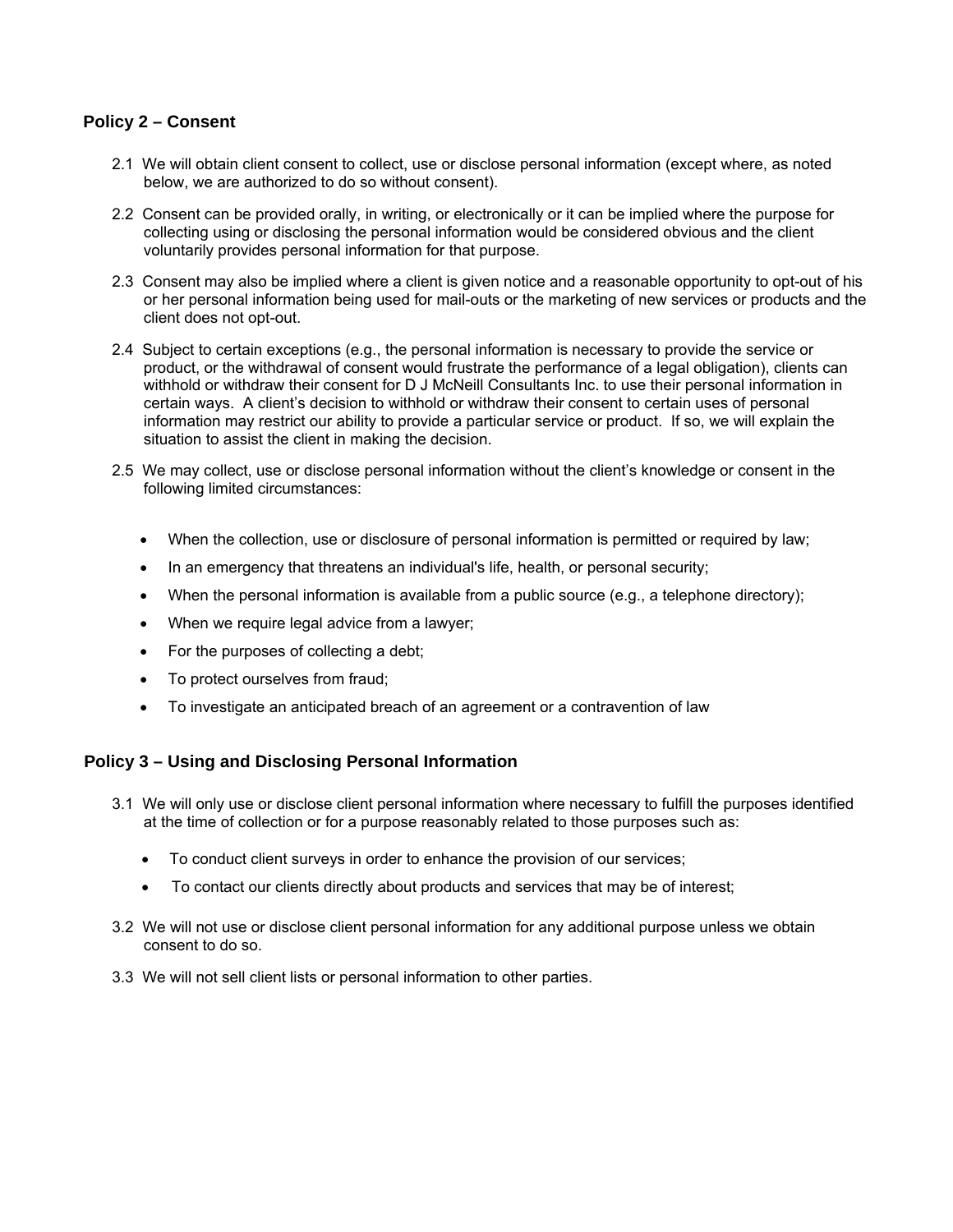## Policy 2 – Consent

2.1 We will obtain client consent to collect, use or disclose personal information (except where, as noted below, we are authorized to do so without consent).

2.2 Consent can be provided orally, in writing, or electronically or it can be implied where the purpose for collecting using or disclosing the personal information would be considered obvious and the client voluntarily provides personal information for that purpose.

2.3 Consent may also be implied where a client is given notice and a reasonable opportunity to opt-out of his or her personal information being used for mail-outs or the marketing of new services or products and the client does not opt-out.

2.4 Subject to certain exceptions (e.g., the personal information is necessary to provide the service or product, or the withdrawal of consent would frustrate the performance of a legal obligation), clients can withhold or withdraw their consent for D J McNeill Consultants Inc. to use their personal information in certain ways. A client's decision to withhold or withdraw their consent to certain uses of personal information may restrict our ability to provide a particular service or product. If so, we will explain the situation to assist the client in making the decision.

2.5 We may collect, use or disclose personal information without the client's knowledge or consent in the following limited circumstances:

- When the collection, use or disclosure of personal information is permitted or required by law;
- In an emergency that threatens an individual's life, health, or personal security;
- When the personal information is available from a public source (e.g., a telephone directory);
- When we require legal advice from a lawyer;
- For the purposes of collecting a debt;
- To protect ourselves from fraud;
- To investigate an anticipated breach of an agreement or a contravention of law

## Policy 3 – Using and Disclosing Personal Information

3.1 We will only use or disclose client personal information where necessary to fulfill the purposes identified at the time of collection or for a purpose reasonably related to those purposes such as:

- To conduct client surveys in order to enhance the provision of our services;
- To contact our clients directly about products and services that may be of interest;

3.2 We will not use or disclose client personal information for any additional purpose unless we obtain consent to do so.

3.3 We will not sell client lists or personal information to other parties.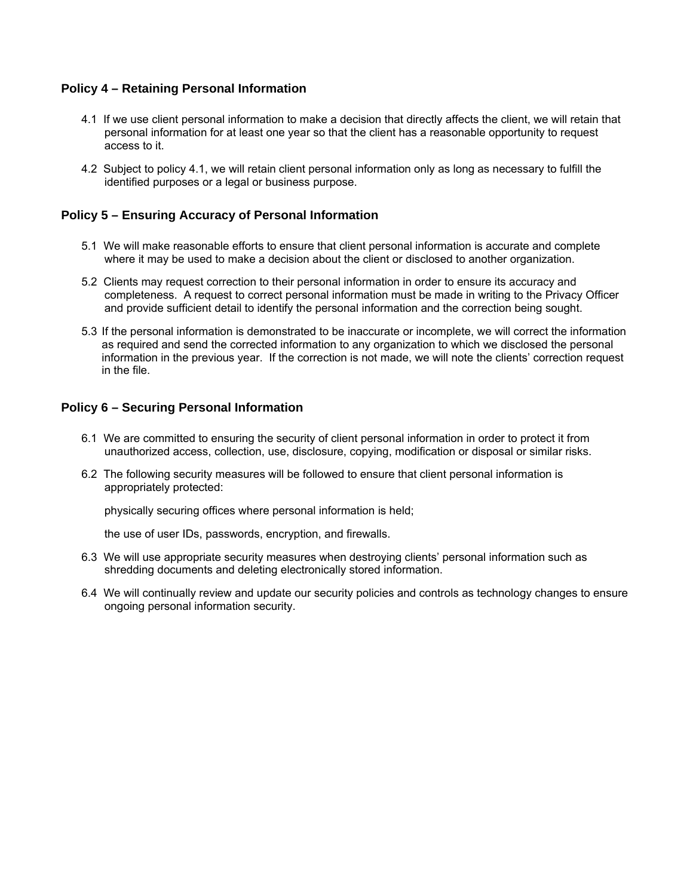### Policy 4 – Retaining Personal Information

4.1 If we use client personal information to make a decision that directly affects the client, we will retain that personal information for at least one year so that the client has a reasonable opportunity to request access to it.

4.2 Subject to policy 4.1, we will retain client personal information only as long as necessary to fulfill the identified purposes or a legal or business purpose.

### Policy 5 – Ensuring Accuracy of Personal Information

5.1 We will make reasonable efforts to ensure that client personal information is accurate and complete where it may be used to make a decision about the client or disclosed to another organization.

5.2 Clients may request correction to their personal information in order to ensure its accuracy and completeness. A request to correct personal information must be made in writing to the Privacy Officer and provide sufficient detail to identify the personal information and the correction being sought.

5.3 If the personal information is demonstrated to be inaccurate or incomplete, we will correct the information as required and send the corrected information to any organization to which we disclosed the personal information in the previous year. If the correction is not made, we will note the clients' correction request in the file.

### Policy 6 – Securing Personal Information

6.1 We are committed to ensuring the security of client personal information in order to protect it from unauthorized access, collection, use, disclosure, copying, modification or disposal or similar risks.

6.2 The following security measures will be followed to ensure that client personal information is appropriately protected:

physically securing offices where personal information is held;

the use of user IDs, passwords, encryption, and firewalls.

6.3 We will use appropriate security measures when destroying clients' personal information such as shredding documents and deleting electronically stored information.

6.4 We will continually review and update our security policies and controls as technology changes to ensure ongoing personal information security.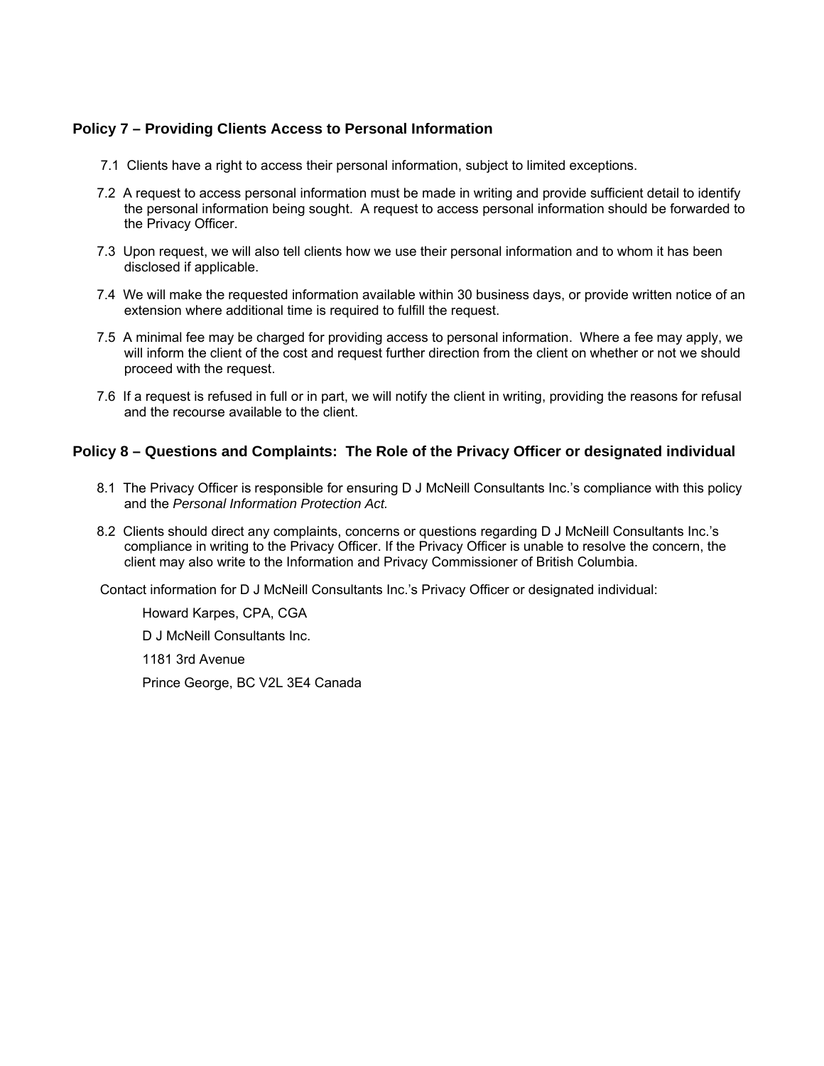### Policy 7 – Providing Clients Access to Personal Information

7.1 Clients have a right to access their personal information, subject to limited exceptions.

7.2 A request to access personal information must be made in writing and provide sufficient detail to identify the personal information being sought. A request to access personal information should be forwarded to the Privacy Officer.

7.3 Upon request, we will also tell clients how we use their personal information and to whom it has been disclosed if applicable.

7.4 We will make the requested information available within 30 business days, or provide written notice of an extension where additional time is required to fulfill the request.

7.5 A minimal fee may be charged for providing access to personal information. Where a fee may apply, we will inform the client of the cost and request further direction from the client on whether or not we should proceed with the request.

7.6 If a request is refused in full or in part, we will notify the client in writing, providing the reasons for refusal and the recourse available to the client.

### Policy 8 – Questions and Complaints: The Role of the Privacy Officer or designated individual

8.1 The Privacy Officer is responsible for ensuring D J McNeill Consultants Inc.'s compliance with this policy and the *Personal Information Protection Act.*

8.2 Clients should direct any complaints, concerns or questions regarding D J McNeill Consultants Inc.'s compliance in writing to the Privacy Officer. If the Privacy Officer is unable to resolve the concern, the client may also write to the Information and Privacy Commissioner of British Columbia.

Contact information for D J McNeill Consultants Inc.'s Privacy Officer or designated individual:

Howard Karpes, CPA, CGA

D J McNeill Consultants Inc.

1181 3rd Avenue

Prince George, BC V2L 3E4 Canada